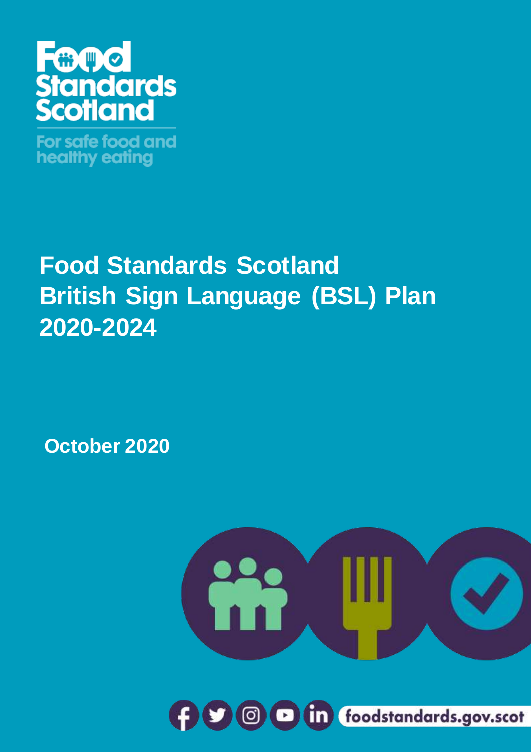Food Standards Scotland

For safe food and healthy eating

# Food Standards Scotland British Sign Language (BSL) Plan 2020-2024

October 2020

foodstandards.gov.scot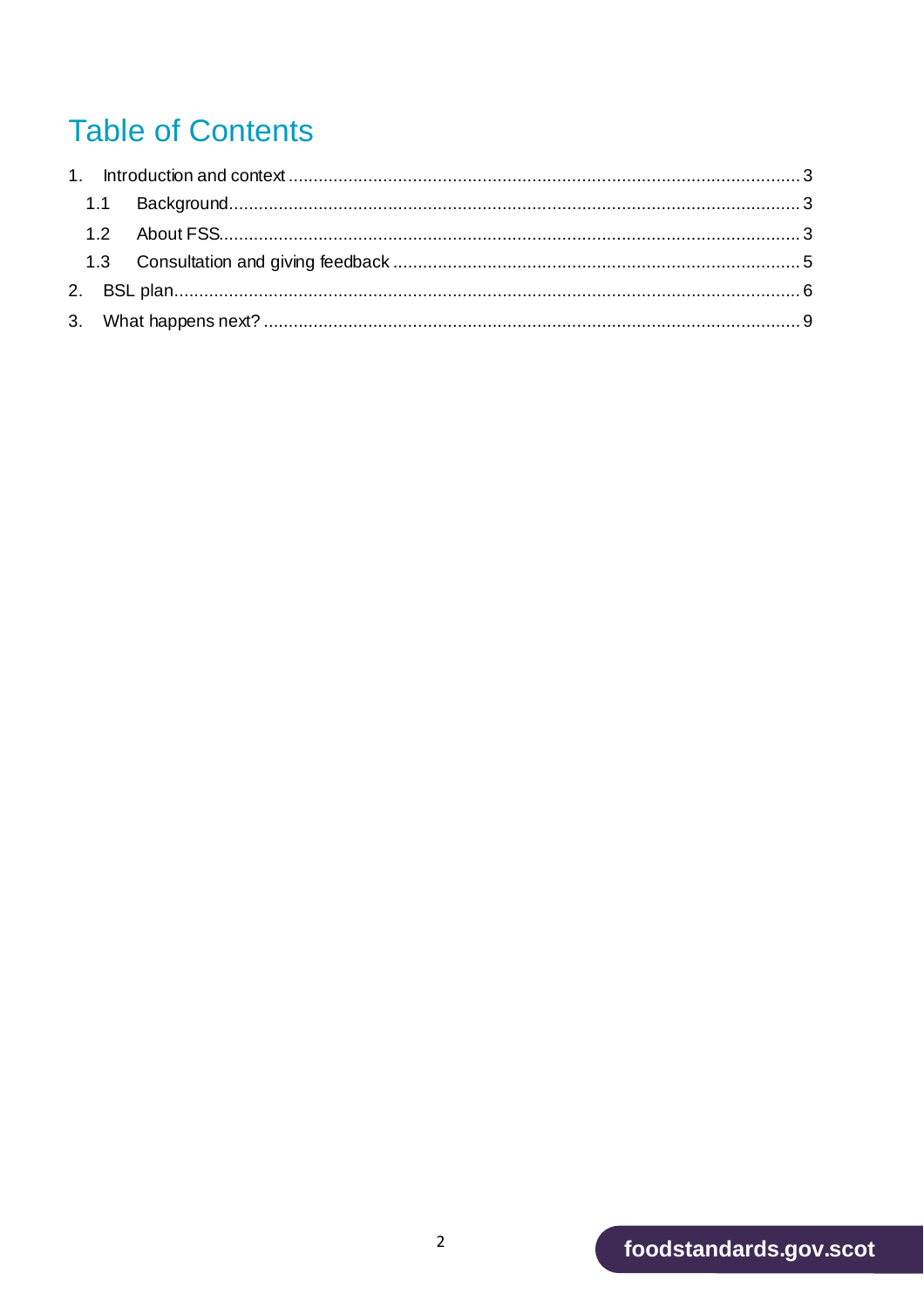# Table of Contents

1. Introduction and context ..... 3
   - 1.1 Background ..... 3
   - 1.2 About FSS ..... 3
   - 1.3 Consultation and giving feedback ..... 5
2. BSL plan ..... 6
3. What happens next? ..... 9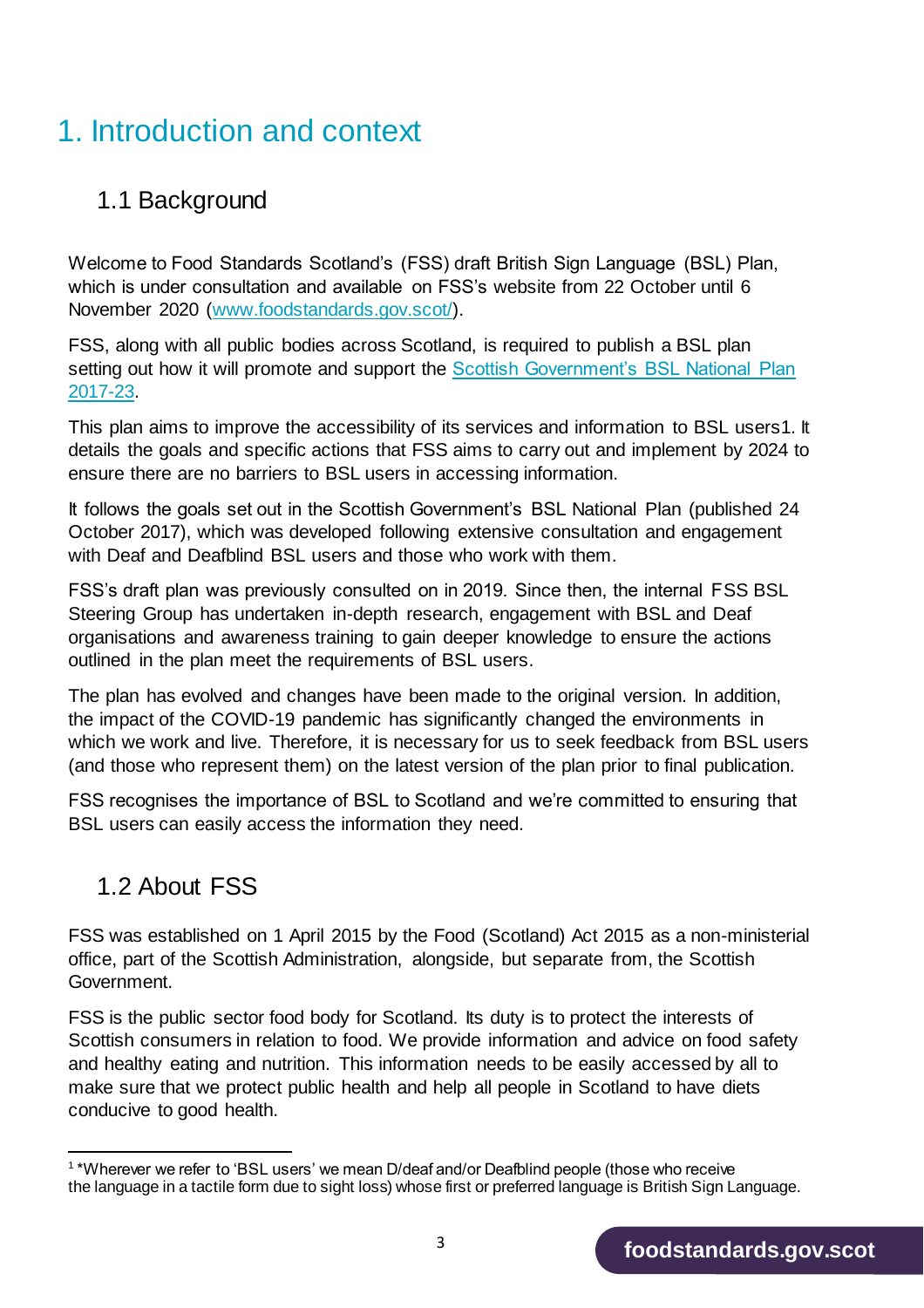# 1. Introduction and context

## 1.1 Background

Welcome to Food Standards Scotland's (FSS) draft British Sign Language (BSL) Plan, which is under consultation and available on FSS's website from 22 October until 6 November 2020 ([www.foodstandards.gov.scot/](www.foodstandards.gov.scot/)).

FSS, along with all public bodies across Scotland, is required to publish a BSL plan setting out how it will promote and support the [Scottish Government's BSL National Plan 2017-23](Scottish Government's BSL National Plan 2017-23).

This plan aims to improve the accessibility of its services and information to BSL users[1]. It details the goals and specific actions that FSS aims to carry out and implement by 2024 to ensure there are no barriers to BSL users in accessing information.

It follows the goals set out in the Scottish Government's BSL National Plan (published 24 October 2017), which was developed following extensive consultation and engagement with Deaf and Deafblind BSL users and those who work with them.

FSS's draft plan was previously consulted on in 2019. Since then, the internal FSS BSL Steering Group has undertaken in-depth research, engagement with BSL and Deaf organisations and awareness training to gain deeper knowledge to ensure the actions outlined in the plan meet the requirements of BSL users.

The plan has evolved and changes have been made to the original version. In addition, the impact of the COVID-19 pandemic has significantly changed the environments in which we work and live. Therefore, it is necessary for us to seek feedback from BSL users (and those who represent them) on the latest version of the plan prior to final publication.

FSS recognises the importance of BSL to Scotland and we're committed to ensuring that BSL users can easily access the information they need.

## 1.2 About FSS

FSS was established on 1 April 2015 by the Food (Scotland) Act 2015 as a non-ministerial office, part of the Scottish Administration, alongside, but separate from, the Scottish Government.

FSS is the public sector food body for Scotland. Its duty is to protect the interests of Scottish consumers in relation to food. We provide information and advice on food safety and healthy eating and nutrition. This information needs to be easily accessed by all to make sure that we protect public health and help all people in Scotland to have diets conducive to good health.

---

[1] *Wherever we refer to 'BSL users' we mean D/deaf and/or Deafblind people (those who receive the language in a tactile form due to sight loss) whose first or preferred language is British Sign Language.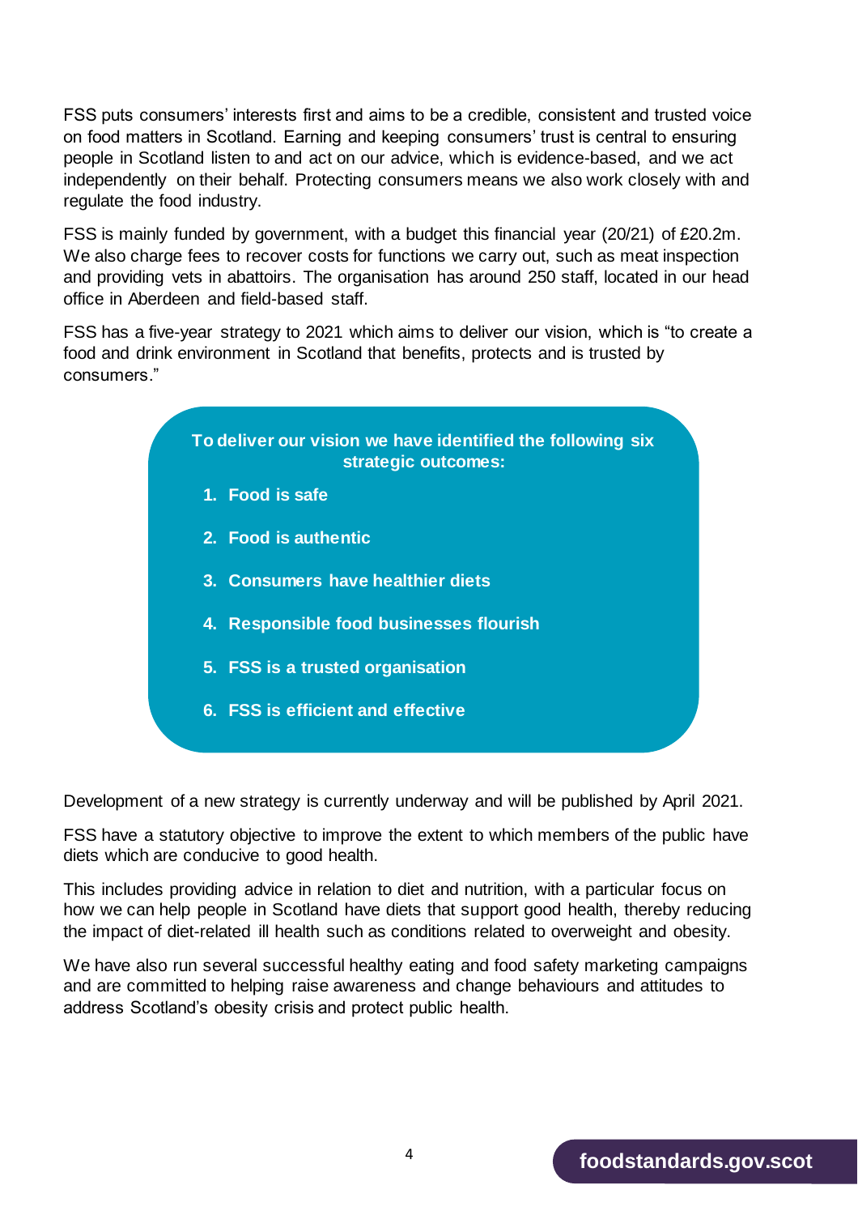FSS puts consumers' interests first and aims to be a credible, consistent and trusted voice on food matters in Scotland. Earning and keeping consumers' trust is central to ensuring people in Scotland listen to and act on our advice, which is evidence-based, and we act independently on their behalf. Protecting consumers means we also work closely with and regulate the food industry.

FSS is mainly funded by government, with a budget this financial year (20/21) of £20.2m. We also charge fees to recover costs for functions we carry out, such as meat inspection and providing vets in abattoirs. The organisation has around 250 staff, located in our head office in Aberdeen and field-based staff.

FSS has a five-year strategy to 2021 which aims to deliver our vision, which is "to create a food and drink environment in Scotland that benefits, protects and is trusted by consumers."

**To deliver our vision we have identified the following six strategic outcomes:**

1. **Food is safe**
2. **Food is authentic**
3. **Consumers have healthier diets**
4. **Responsible food businesses flourish**
5. **FSS is a trusted organisation**
6. **FSS is efficient and effective**

Development of a new strategy is currently underway and will be published by April 2021.

FSS have a statutory objective to improve the extent to which members of the public have diets which are conducive to good health.

This includes providing advice in relation to diet and nutrition, with a particular focus on how we can help people in Scotland have diets that support good health, thereby reducing the impact of diet-related ill health such as conditions related to overweight and obesity.

We have also run several successful healthy eating and food safety marketing campaigns and are committed to helping raise awareness and change behaviours and attitudes to address Scotland's obesity crisis and protect public health.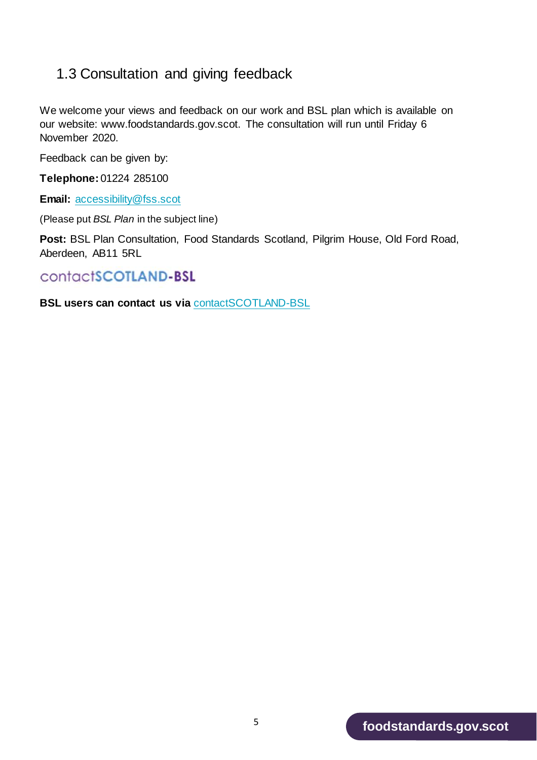## 1.3 Consultation and giving feedback

We welcome your views and feedback on our work and BSL plan which is available on our website: www.foodstandards.gov.scot. The consultation will run until Friday 6 November 2020.

Feedback can be given by:

**Telephone:** 01224 285100

**Email:** accessibility@fss.scot

(Please put *BSL Plan* in the subject line)

**Post:** BSL Plan Consultation, Food Standards Scotland, Pilgrim House, Old Ford Road, Aberdeen, AB11 5RL

contactSCOTLAND-BSL

**BSL users can contact us via** contactSCOTLAND-BSL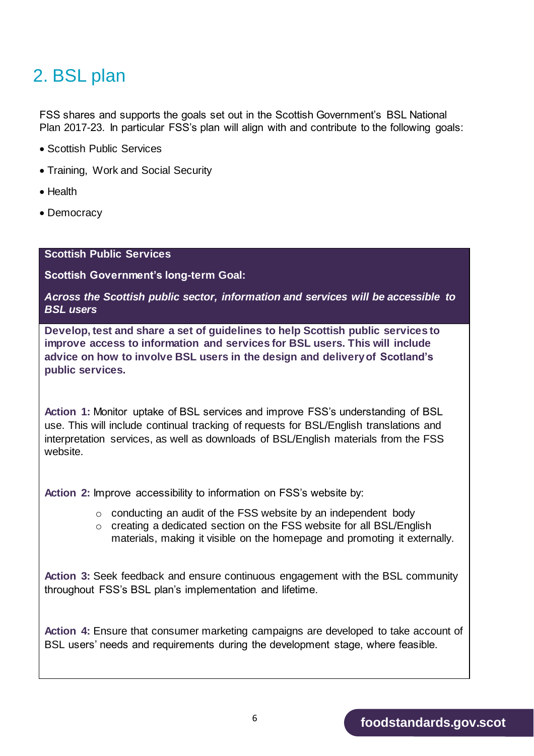## 2. BSL plan

FSS shares and supports the goals set out in the Scottish Government's BSL National Plan 2017-23. In particular FSS's plan will align with and contribute to the following goals:

- Scottish Public Services
- Training, Work and Social Security
- Health
- Democracy

**Scottish Public Services**

**Scottish Government's long-term Goal:**

***Across the Scottish public sector, information and services will be accessible to BSL users***

**Develop, test and share a set of guidelines to help Scottish public services to improve access to information and services for BSL users. This will include advice on how to involve BSL users in the design and delivery of Scotland's public services.**

**Action 1:** Monitor uptake of BSL services and improve FSS's understanding of BSL use. This will include continual tracking of requests for BSL/English translations and interpretation services, as well as downloads of BSL/English materials from the FSS website.

**Action 2:** Improve accessibility to information on FSS's website by:

- conducting an audit of the FSS website by an independent body
- creating a dedicated section on the FSS website for all BSL/English materials, making it visible on the homepage and promoting it externally.

**Action 3:** Seek feedback and ensure continuous engagement with the BSL community throughout FSS's BSL plan's implementation and lifetime.

**Action 4:** Ensure that consumer marketing campaigns are developed to take account of BSL users' needs and requirements during the development stage, where feasible.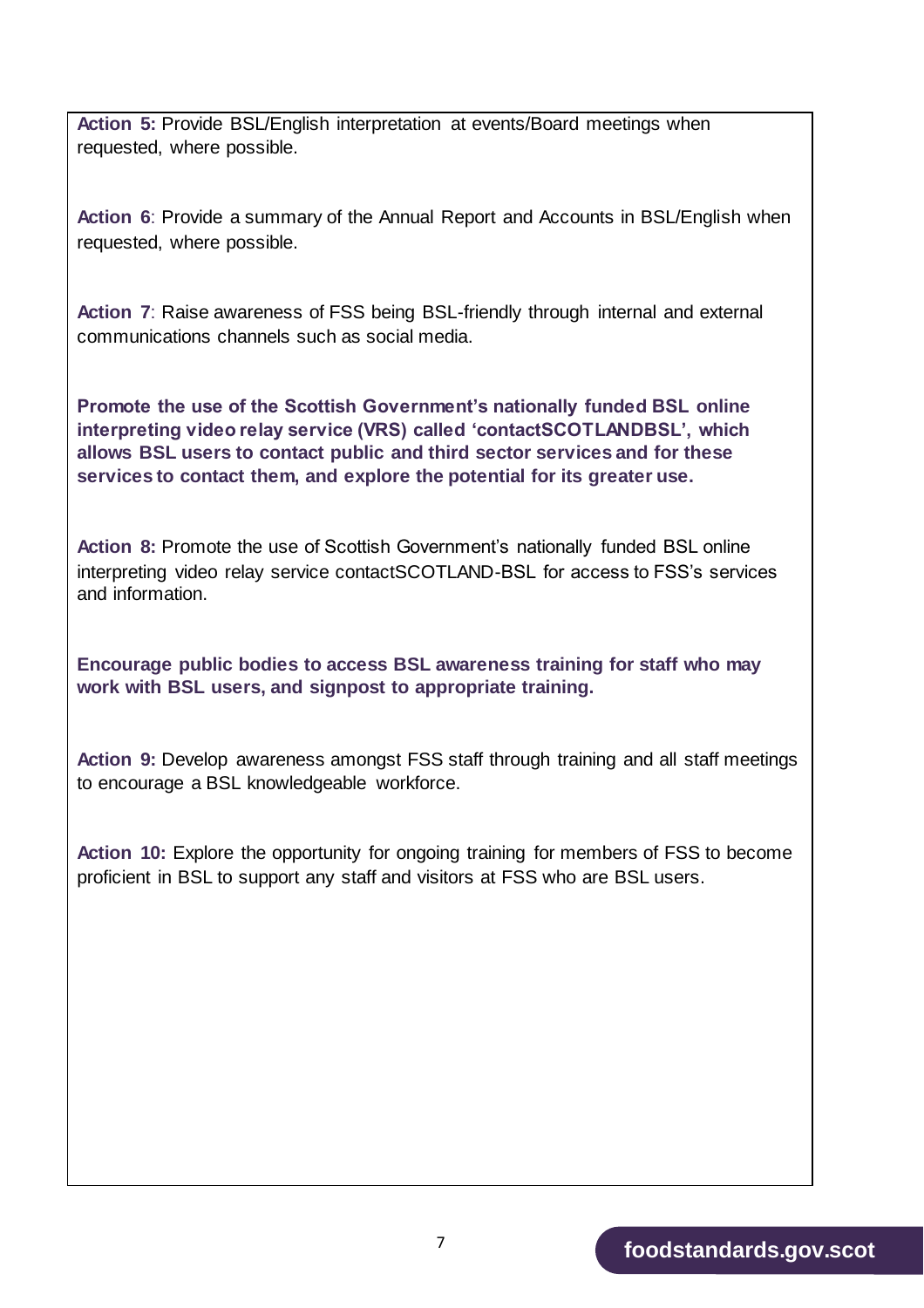**Action 5:** Provide BSL/English interpretation at events/Board meetings when requested, where possible.

**Action 6**: Provide a summary of the Annual Report and Accounts in BSL/English when requested, where possible.

**Action 7**: Raise awareness of FSS being BSL-friendly through internal and external communications channels such as social media.

**Promote the use of the Scottish Government's nationally funded BSL online interpreting video relay service (VRS) called 'contactSCOTLANDBSL', which allows BSL users to contact public and third sector services and for these services to contact them, and explore the potential for its greater use.**

**Action 8:** Promote the use of Scottish Government's nationally funded BSL online interpreting video relay service contactSCOTLAND-BSL for access to FSS's services and information.

**Encourage public bodies to access BSL awareness training for staff who may work with BSL users, and signpost to appropriate training.**

**Action 9:** Develop awareness amongst FSS staff through training and all staff meetings to encourage a BSL knowledgeable workforce.

**Action 10:** Explore the opportunity for ongoing training for members of FSS to become proficient in BSL to support any staff and visitors at FSS who are BSL users.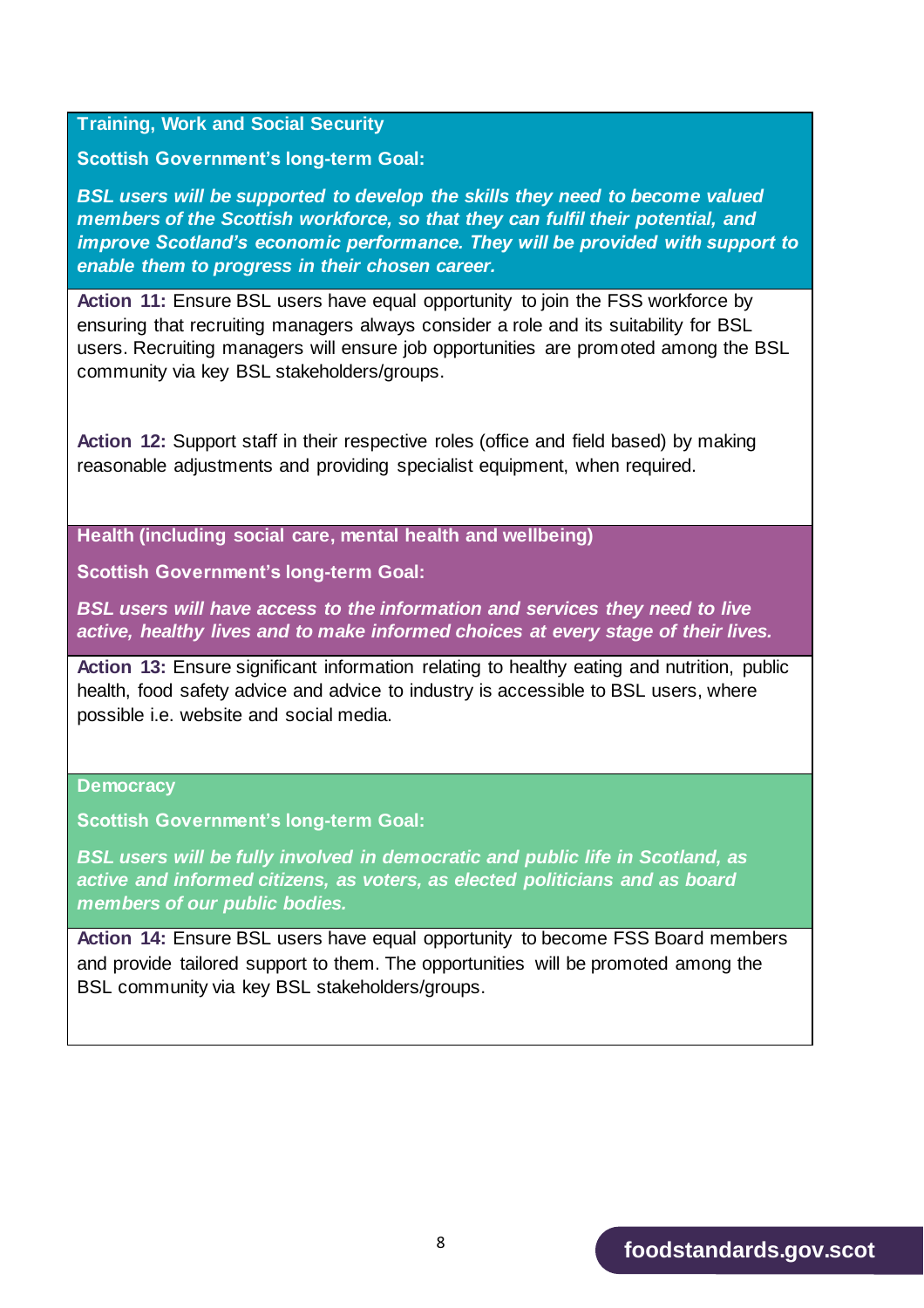## Training, Work and Social Security

**Scottish Government's long-term Goal:**

***BSL users will be supported to develop the skills they need to become valued members of the Scottish workforce, so that they can fulfil their potential, and improve Scotland's economic performance. They will be provided with support to enable them to progress in their chosen career.***

**Action 11:** Ensure BSL users have equal opportunity to join the FSS workforce by ensuring that recruiting managers always consider a role and its suitability for BSL users. Recruiting managers will ensure job opportunities are promoted among the BSL community via key BSL stakeholders/groups.

**Action 12:** Support staff in their respective roles (office and field based) by making reasonable adjustments and providing specialist equipment, when required.

## Health (including social care, mental health and wellbeing)

**Scottish Government's long-term Goal:**

***BSL users will have access to the information and services they need to live active, healthy lives and to make informed choices at every stage of their lives.***

**Action 13:** Ensure significant information relating to healthy eating and nutrition, public health, food safety advice and advice to industry is accessible to BSL users, where possible i.e. website and social media.

## Democracy

**Scottish Government's long-term Goal:**

***BSL users will be fully involved in democratic and public life in Scotland, as active and informed citizens, as voters, as elected politicians and as board members of our public bodies.***

**Action 14:** Ensure BSL users have equal opportunity to become FSS Board members and provide tailored support to them. The opportunities will be promoted among the BSL community via key BSL stakeholders/groups.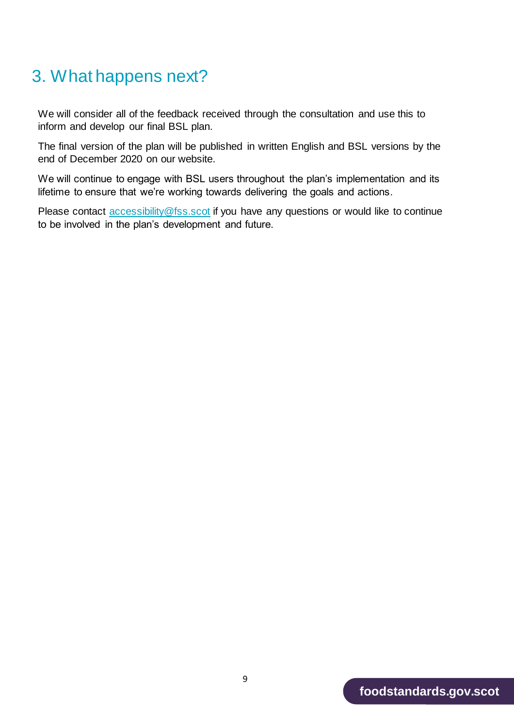# 3. What happens next?

We will consider all of the feedback received through the consultation and use this to inform and develop our final BSL plan.

The final version of the plan will be published in written English and BSL versions by the end of December 2020 on our website.

We will continue to engage with BSL users throughout the plan's implementation and its lifetime to ensure that we're working towards delivering the goals and actions.

Please contact accessibility@fss.scot if you have any questions or would like to continue to be involved in the plan's development and future.